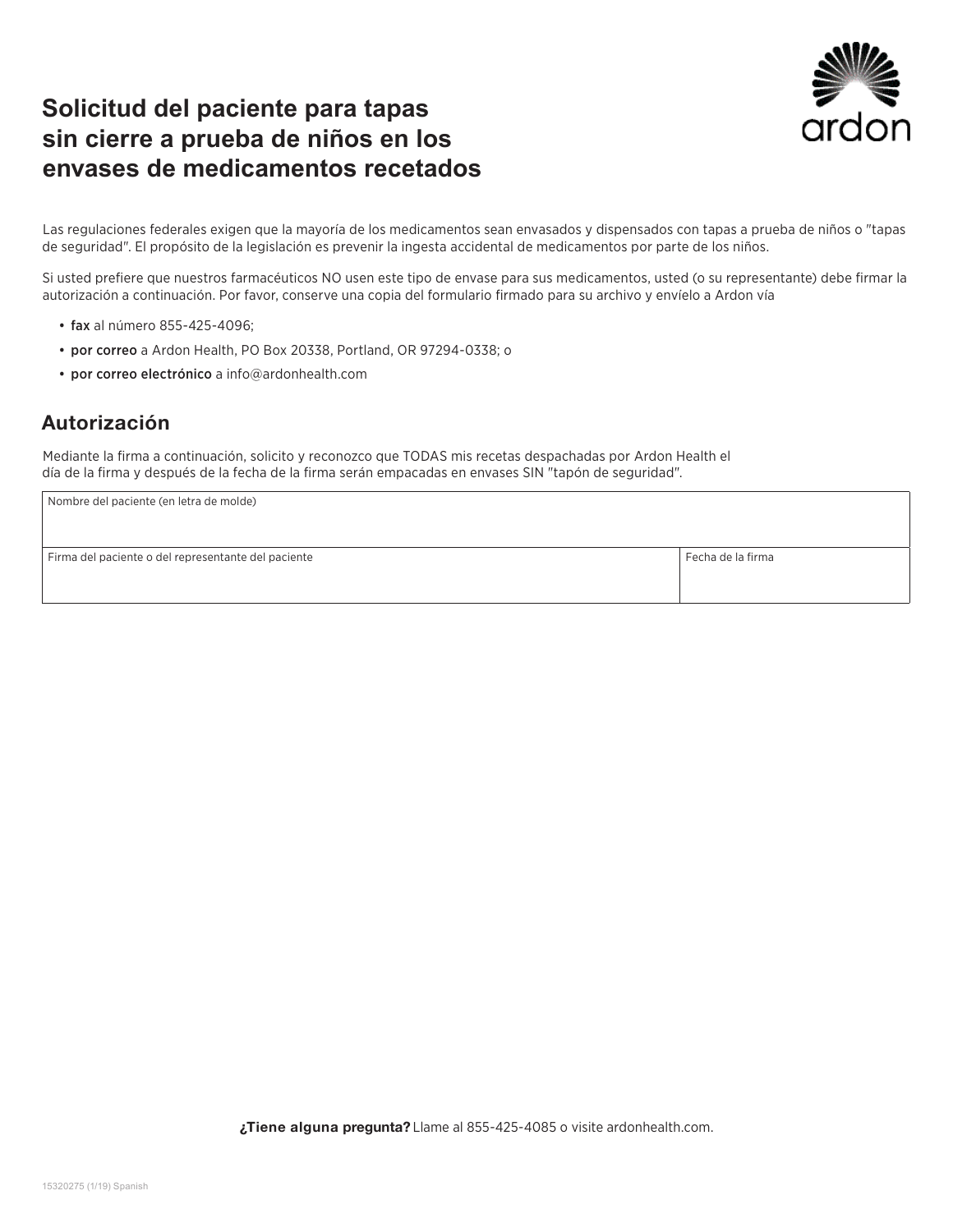# Solicitud del paciente para tapas sin cierre a prueba de niños en los envases de medicamentos recetados

ardon

Las regulaciones federales exigen que la mayoría de los medicamentos sean envasados y dispensados con tapas a prueba de niños o "tapas de seguridad". El propósito de la legislación es prevenir la ingesta accidental de medicamentos por parte de los niños.

Si usted prefiere que nuestros farmacéuticos NO usen este tipo de envase para sus medicamentos, usted (o su representante) debe firmar la autorización a continuación. Por favor, conserve una copia del formulario firmado para su archivo y envíelo a Ardon vía

- **fax** al número 855-425-4096;
- **por correo** a Ardon Health, PO Box 20338, Portland, OR 97294-0338; o
- **por correo electrónico** a info@ardonhealth.com

## Autorización

Mediante la firma a continuación, solicito y reconozco que TODAS mis recetas despachadas por Ardon Health el día de la firma y después de la fecha de la firma serán empacadas en envases SIN "tapón de seguridad".

| Nombre del paciente (en letra de molde) | |
|---|---|
| Firma del paciente o del representante del paciente | Fecha de la firma |

**¿Tiene alguna pregunta?** Llame al 855-425-4085 o visite ardonhealth.com.

15320275 (1/19) Spanish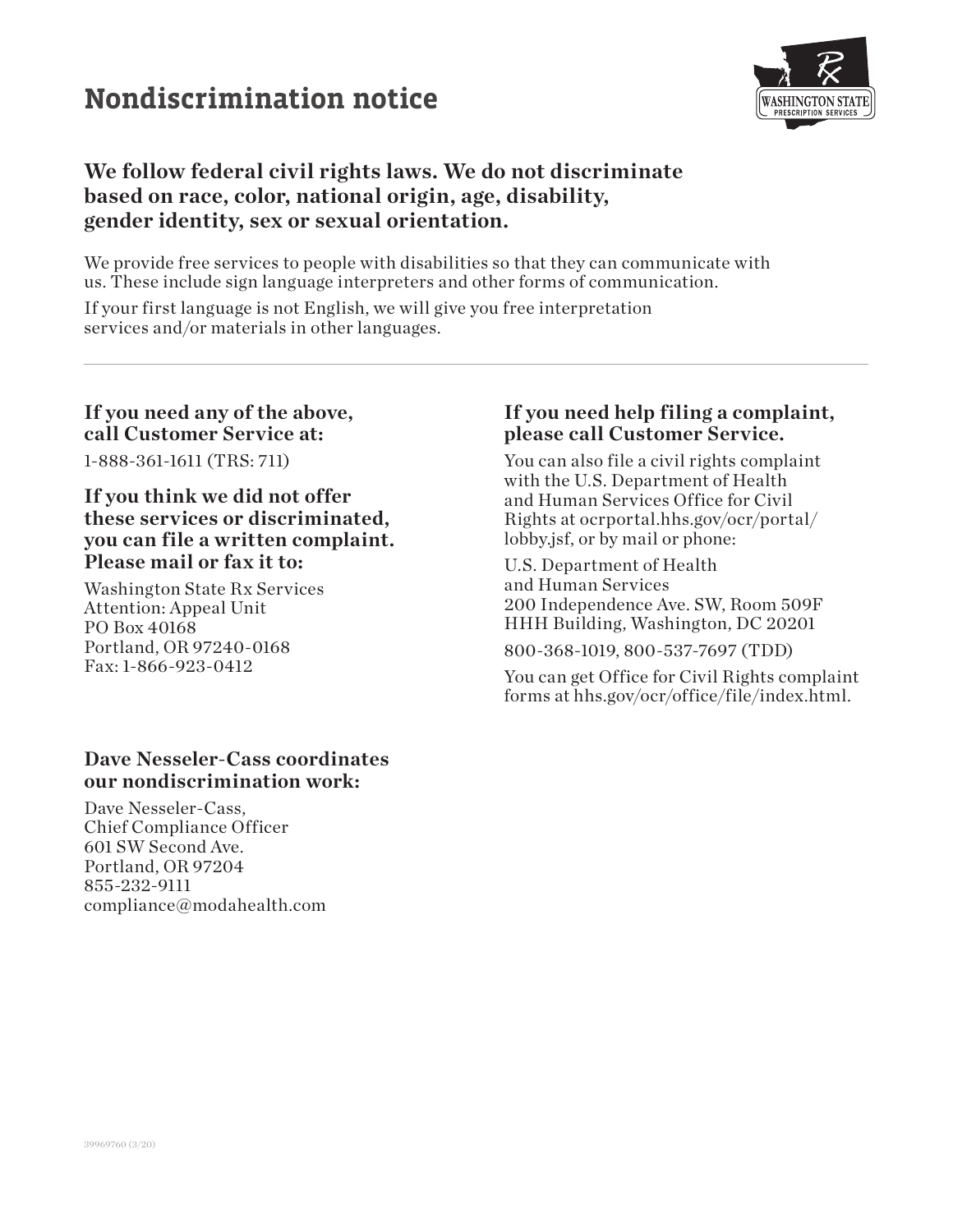# Nondiscrimination notice

## We follow federal civil rights laws. We do not discriminate based on race, color, national origin, age, disability, gender identity, sex or sexual orientation.

We provide free services to people with disabilities so that they can communicate with us. These include sign language interpreters and other forms of communication.

If your first language is not English, we will give you free interpretation services and/or materials in other languages.

---

### If you need any of the above, call Customer Service at:

1-888-361-1611 (TRS: 711)

### If you think we did not offer these services or discriminated, you can file a written complaint. Please mail or fax it to:

Washington State Rx Services
Attention: Appeal Unit
PO Box 40168
Portland, OR 97240-0168
Fax: 1-866-923-0412

### If you need help filing a complaint, please call Customer Service.

You can also file a civil rights complaint with the U.S. Department of Health and Human Services Office for Civil Rights at ocrportal.hhs.gov/ocr/portal/lobby.jsf, or by mail or phone:

U.S. Department of Health and Human Services
200 Independence Ave. SW, Room 509F
HHH Building, Washington, DC 20201

800-368-1019, 800-537-7697 (TDD)

You can get Office for Civil Rights complaint forms at hhs.gov/ocr/office/file/index.html.

### Dave Nesseler-Cass coordinates our nondiscrimination work:

Dave Nesseler-Cass,
Chief Compliance Officer
601 SW Second Ave.
Portland, OR 97204
855-232-9111
compliance@modahealth.com

39969760 (3/20)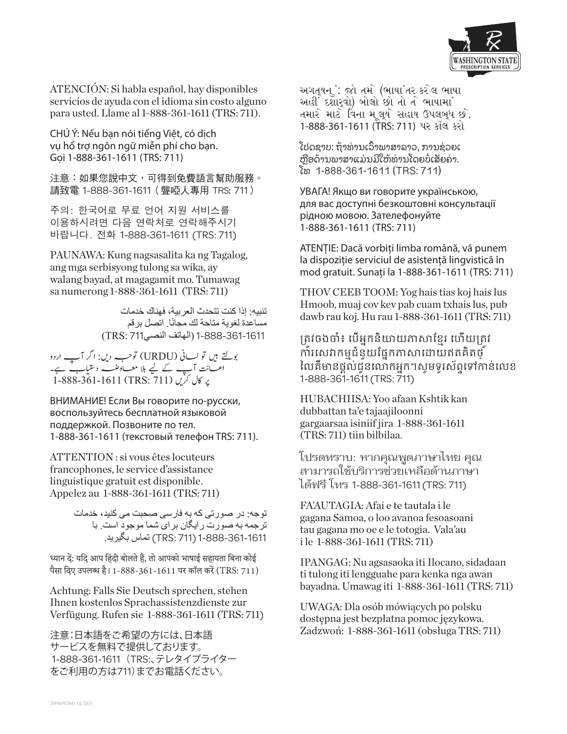ATENCIÓN: Si habla español, hay disponibles servicios de ayuda con el idioma sin costo alguno para usted. Llame al 1-888-361-1611 (TRS: 711).

CHÚ Ý: Nếu bạn nói tiếng Việt, có dịch vụ hổ trợ ngôn ngữ miễn phí cho bạn. Gọi 1-888-361-1611 (TRS: 711)

注意：如果您說中文，可得到免費語言幫助服務。請致電 1-888-361-1611（聾啞人專用 TRS: 711）

주의: 한국어로 무료 언어 지원 서비스를 이용하시려면 다음 연락처로 연락해주시기 바랍니다. 전화 1-888-361-1611 (TRS: 711)

PAUNAWA: Kung nagsasalita ka ng Tagalog, ang mga serbisyong tulong sa wika, ay walang bayad, at magagamit mo. Tumawag sa numerong 1-888-361-1611 (TRS: 711)

تنبيه: إذا كنت تتحدث العربية، فهناك خدمات مساعدة لغوية متاحة لك مجانًا. اتصل برقم 1-888-361-1611 (الهاتف النصي TRS: 711)

بولتے ہیں تو لسانی (URDU) توجہ دیں: اگر آپ اردو اعانت آپ کے لیے بلا معاوضہ دستیاب ہے۔ 1-888-361-1611 (TRS: 711) پر کال کریں

ВНИМАНИЕ! Если Вы говорите по-русски, воспользуйтесь бесплатной языковой поддержкой. Позвоните по тел. 1-888-361-1611 (текстовый телефон TRS: 711).

ATTENTION : si vous êtes locuteurs francophones, le service d'assistance linguistique gratuit est disponible. Appelez au 1-888-361-1611 (TRS: 711)

توجه: در صورتی که به فارسی صحبت می کنید، خدمات ترجمه به صورت رایگان برای شما موجود است. با 1-888-361-1611 (TRS: 711) تماس بگیرید.

ध्यान दें: यदि आप हिंदी बोलते हैं, तो आपको भाषाई सहायता बिना कोई पैसा दिए उपलब्ध है। 1-888-361-1611 पर कॉल करें (TRS: 711)

Achtung: Falls Sie Deutsch sprechen, stehen Ihnen kostenlos Sprachassistenzdienste zur Verfügung. Rufen sie 1-888-361-1611 (TRS: 711)

注意：日本語をご希望の方には、日本語サービスを無料で提供しております。1-888-361-1611（TRS:、テレタイプライターをご利用の方は711）までお電話ください。

અગત્યનું: જો તમે (ભાષાંતર કરેલ ભાષા અહીં દર્શાવો) બોલો છો તો તે ભાષામાં તમારે માટે વિના મૂલ્યે સહાય ઉપલબ્ધ છે. 1-888-361-1611 (TRS: 711) પર કૉલ કરો

ໂປດຊາບ: ຖ້າທ່ານເວົ້າພາສາລາວ, ການຊ່ວຍເຫຼືອດ້ານພາສາແມ່ນມີໃຫ້ທ່ານໂດຍບໍ່ເສັຍຄ່າ. ໂທ 1-888-361-1611 (TRS: 711)

УВАГА! Якщо ви говорите українською, для вас доступні безкоштовні консультації рідною мовою. Зателефонуйте 1-888-361-1611 (TRS: 711)

ATENȚIE: Dacă vorbiți limba română, vă punem la dispoziție serviciul de asistență lingvistică în mod gratuit. Sunați la 1-888-361-1611 (TRS: 711)

THOV CEEB TOOM: Yog hais tias koj hais lus Hmoob, muaj cov kev pab cuam txhais lus, pub dawb rau koj. Hu rau 1-888-361-1611 (TRS: 711)

ត្រូវចងចាំ៖ បើអ្នកនិយាយភាសាខ្មែរ ហើយត្រូវការសេវាកម្មជំនួយផ្នែកភាសាដោយឥតគិតថ្លៃគឺមានផ្តល់ជូនលោកអ្នក។សូមទូរស័ព្ទទៅកាន់លេខ 1-888-361-1611 (TRS: 711)

HUBACHIISA: Yoo afaan Kshtik kan dubbattan ta'e tajaajiloonni gargaarsaa isiniif jira 1-888-361-1611 (TRS: 711) tiin bilbilaa.

โปรดทราบ: หากคุณพูดภาษาไทย คุณสามารถใช้บริการช่วยเหลือด้านภาษาได้ฟรี โทร 1-888-361-1611 (TRS: 711)

FA'AUTAGIA: Afai e te tautala i le gagana Samoa, o loo avanoa fesoasoani tau gagana mo oe e le totogia. Vala'au i le 1-888-361-1611 (TRS: 711)

IPANGAG: Nu agsasaoka iti Ilocano, sidadaan ti tulong iti lengguahe para kenka nga awan bayadna. Umawag iti 1-888-361-1611 (TRS: 711)

UWAGA: Dla osób mówiących po polsku dostępna jest bezpłatna pomoc językowa. Zadzwoń: 1-888-361-1611 (obsługa TRS: 711)

39969760 (3/20)